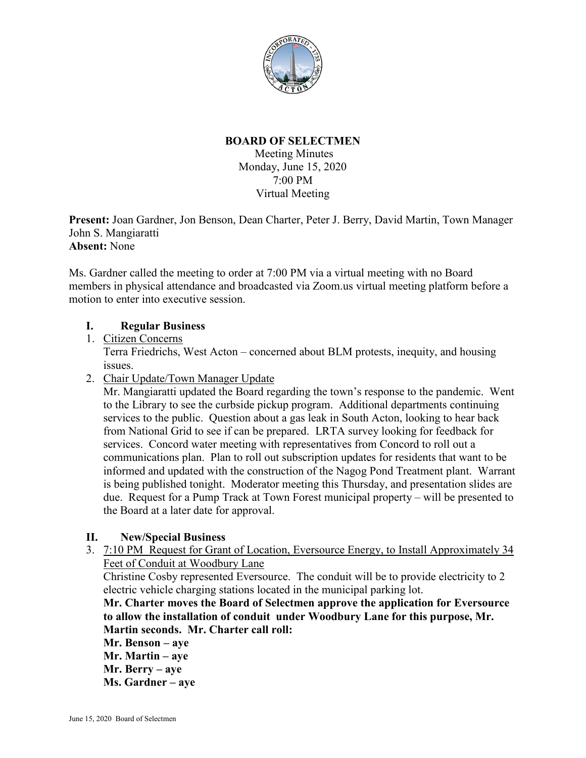# BOARD OF SELECTMEN

Meeting Minutes
Monday, June 15, 2020
7:00 PM
Virtual Meeting

**Present:** Joan Gardner, Jon Benson, Dean Charter, Peter J. Berry, David Martin, Town Manager John S. Mangiaratti
**Absent:** None

Ms. Gardner called the meeting to order at 7:00 PM via a virtual meeting with no Board members in physical attendance and broadcasted via Zoom.us virtual meeting platform before a motion to enter into executive session.

## I. Regular Business

1. Citizen Concerns
   Terra Friedrichs, West Acton – concerned about BLM protests, inequity, and housing issues.
2. Chair Update/Town Manager Update
   Mr. Mangiaratti updated the Board regarding the town's response to the pandemic. Went to the Library to see the curbside pickup program. Additional departments continuing services to the public. Question about a gas leak in South Acton, looking to hear back from National Grid to see if can be prepared. LRTA survey looking for feedback for services. Concord water meeting with representatives from Concord to roll out a communications plan. Plan to roll out subscription updates for residents that want to be informed and updated with the construction of the Nagog Pond Treatment plant. Warrant is being published tonight. Moderator meeting this Thursday, and presentation slides are due. Request for a Pump Track at Town Forest municipal property – will be presented to the Board at a later date for approval.

## II. New/Special Business

3. 7:10 PM Request for Grant of Location, Eversource Energy, to Install Approximately 34 Feet of Conduit at Woodbury Lane
   Christine Cosby represented Eversource. The conduit will be to provide electricity to 2 electric vehicle charging stations located in the municipal parking lot.
   **Mr. Charter moves the Board of Selectmen approve the application for Eversource to allow the installation of conduit under Woodbury Lane for this purpose, Mr. Martin seconds. Mr. Charter call roll:**
   **Mr. Benson – aye**
   **Mr. Martin – aye**
   **Mr. Berry – aye**
   **Ms. Gardner – aye**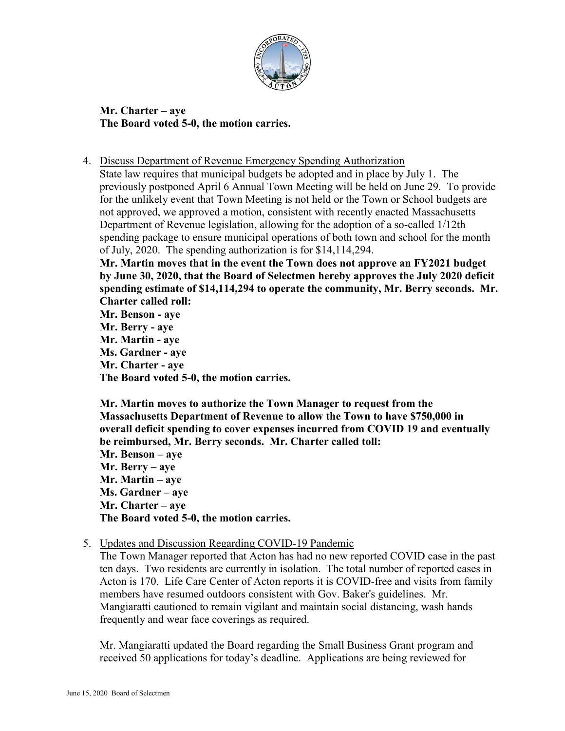**Mr. Charter – aye**
**The Board voted 5-0, the motion carries.**

4. Discuss Department of Revenue Emergency Spending Authorization

   State law requires that municipal budgets be adopted and in place by July 1. The previously postponed April 6 Annual Town Meeting will be held on June 29. To provide for the unlikely event that Town Meeting is not held or the Town or School budgets are not approved, we approved a motion, consistent with recently enacted Massachusetts Department of Revenue legislation, allowing for the adoption of a so-called 1/12th spending package to ensure municipal operations of both town and school for the month of July, 2020. The spending authorization is for $14,114,294.

   **Mr. Martin moves that in the event the Town does not approve an FY2021 budget by June 30, 2020, that the Board of Selectmen hereby approves the July 2020 deficit spending estimate of $14,114,294 to operate the community, Mr. Berry seconds. Mr. Charter called roll:**
   **Mr. Benson - aye**
   **Mr. Berry - aye**
   **Mr. Martin - aye**
   **Ms. Gardner - aye**
   **Mr. Charter - aye**
   **The Board voted 5-0, the motion carries.**

   **Mr. Martin moves to authorize the Town Manager to request from the Massachusetts Department of Revenue to allow the Town to have $750,000 in overall deficit spending to cover expenses incurred from COVID 19 and eventually be reimbursed, Mr. Berry seconds. Mr. Charter called toll:**
   **Mr. Benson – aye**
   **Mr. Berry – aye**
   **Mr. Martin – aye**
   **Ms. Gardner – aye**
   **Mr. Charter – aye**
   **The Board voted 5-0, the motion carries.**

5. Updates and Discussion Regarding COVID-19 Pandemic

   The Town Manager reported that Acton has had no new reported COVID case in the past ten days. Two residents are currently in isolation. The total number of reported cases in Acton is 170. Life Care Center of Acton reports it is COVID-free and visits from family members have resumed outdoors consistent with Gov. Baker's guidelines. Mr. Mangiaratti cautioned to remain vigilant and maintain social distancing, wash hands frequently and wear face coverings as required.

   Mr. Mangiaratti updated the Board regarding the Small Business Grant program and received 50 applications for today's deadline. Applications are being reviewed for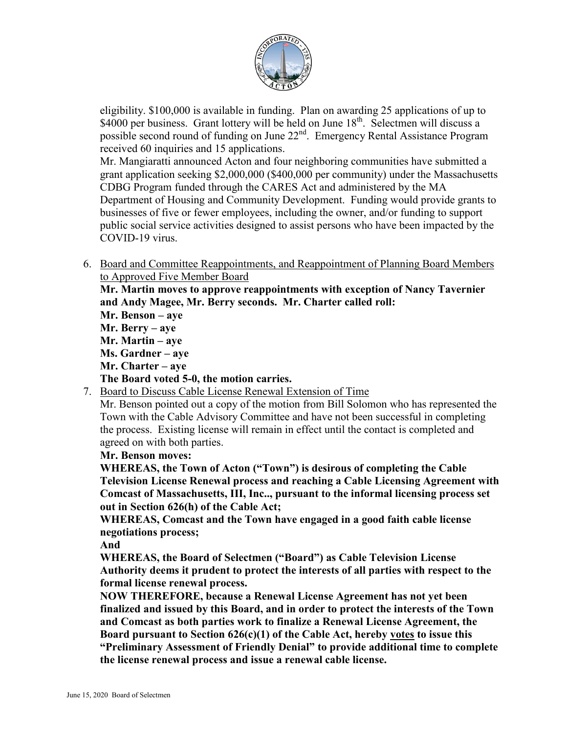eligibility. $100,000 is available in funding. Plan on awarding 25 applications of up to $4000 per business. Grant lottery will be held on June 18th. Selectmen will discuss a possible second round of funding on June 22nd. Emergency Rental Assistance Program received 60 inquiries and 15 applications.

Mr. Mangiaratti announced Acton and four neighboring communities have submitted a grant application seeking $2,000,000 ($400,000 per community) under the Massachusetts CDBG Program funded through the CARES Act and administered by the MA Department of Housing and Community Development. Funding would provide grants to businesses of five or fewer employees, including the owner, and/or funding to support public social service activities designed to assist persons who have been impacted by the COVID-19 virus.

6. Board and Committee Reappointments, and Reappointment of Planning Board Members to Approved Five Member Board

   **Mr. Martin moves to approve reappointments with exception of Nancy Tavernier and Andy Magee, Mr. Berry seconds. Mr. Charter called roll:**
   **Mr. Benson – aye**
   **Mr. Berry – aye**
   **Mr. Martin – aye**
   **Ms. Gardner – aye**
   **Mr. Charter – aye**
   **The Board voted 5-0, the motion carries.**

7. Board to Discuss Cable License Renewal Extension of Time

   Mr. Benson pointed out a copy of the motion from Bill Solomon who has represented the Town with the Cable Advisory Committee and have not been successful in completing the process. Existing license will remain in effect until the contact is completed and agreed on with both parties.

   **Mr. Benson moves:**

   **WHEREAS, the Town of Acton ("Town") is desirous of completing the Cable Television License Renewal process and reaching a Cable Licensing Agreement with Comcast of Massachusetts, III, Inc.., pursuant to the informal licensing process set out in Section 626(h) of the Cable Act;**

   **WHEREAS, Comcast and the Town have engaged in a good faith cable license negotiations process;**

   **And**

   **WHEREAS, the Board of Selectmen ("Board") as Cable Television License Authority deems it prudent to protect the interests of all parties with respect to the formal license renewal process.**

   **NOW THEREFORE, because a Renewal License Agreement has not yet been finalized and issued by this Board, and in order to protect the interests of the Town and Comcast as both parties work to finalize a Renewal License Agreement, the Board pursuant to Section 626(c)(1) of the Cable Act, hereby votes to issue this "Preliminary Assessment of Friendly Denial" to provide additional time to complete the license renewal process and issue a renewal cable license.**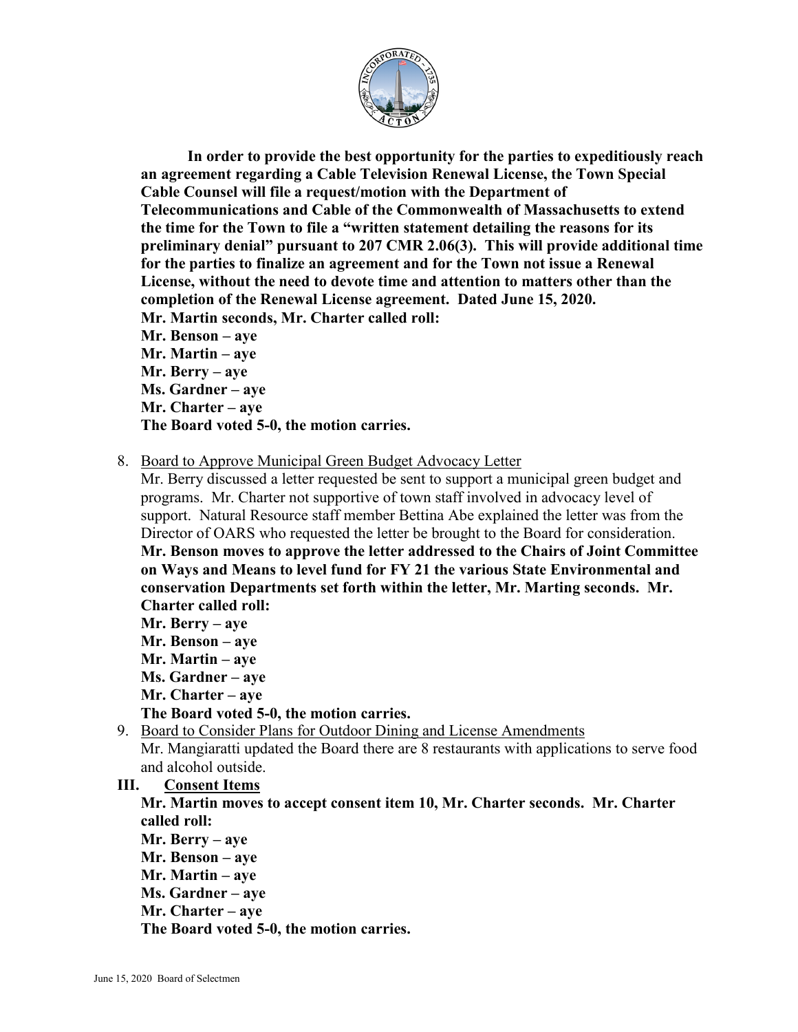**In order to provide the best opportunity for the parties to expeditiously reach an agreement regarding a Cable Television Renewal License, the Town Special Cable Counsel will file a request/motion with the Department of Telecommunications and Cable of the Commonwealth of Massachusetts to extend the time for the Town to file a "written statement detailing the reasons for its preliminary denial" pursuant to 207 CMR 2.06(3). This will provide additional time for the parties to finalize an agreement and for the Town not issue a Renewal License, without the need to devote time and attention to matters other than the completion of the Renewal License agreement. Dated June 15, 2020.**
**Mr. Martin seconds, Mr. Charter called roll:**
**Mr. Benson – aye**
**Mr. Martin – aye**
**Mr. Berry – aye**
**Ms. Gardner – aye**
**Mr. Charter – aye**
**The Board voted 5-0, the motion carries.**

8. Board to Approve Municipal Green Budget Advocacy Letter
   Mr. Berry discussed a letter requested be sent to support a municipal green budget and programs. Mr. Charter not supportive of town staff involved in advocacy level of support. Natural Resource staff member Bettina Abe explained the letter was from the Director of OARS who requested the letter be brought to the Board for consideration.
   **Mr. Benson moves to approve the letter addressed to the Chairs of Joint Committee on Ways and Means to level fund for FY 21 the various State Environmental and conservation Departments set forth within the letter, Mr. Marting seconds. Mr. Charter called roll:**
   **Mr. Berry – aye**
   **Mr. Benson – aye**
   **Mr. Martin – aye**
   **Ms. Gardner – aye**
   **Mr. Charter – aye**
   **The Board voted 5-0, the motion carries.**
9. Board to Consider Plans for Outdoor Dining and License Amendments
   Mr. Mangiaratti updated the Board there are 8 restaurants with applications to serve food and alcohol outside.

## III. Consent Items

**Mr. Martin moves to accept consent item 10, Mr. Charter seconds. Mr. Charter called roll:**
**Mr. Berry – aye**
**Mr. Benson – aye**
**Mr. Martin – aye**
**Ms. Gardner – aye**
**Mr. Charter – aye**
**The Board voted 5-0, the motion carries.**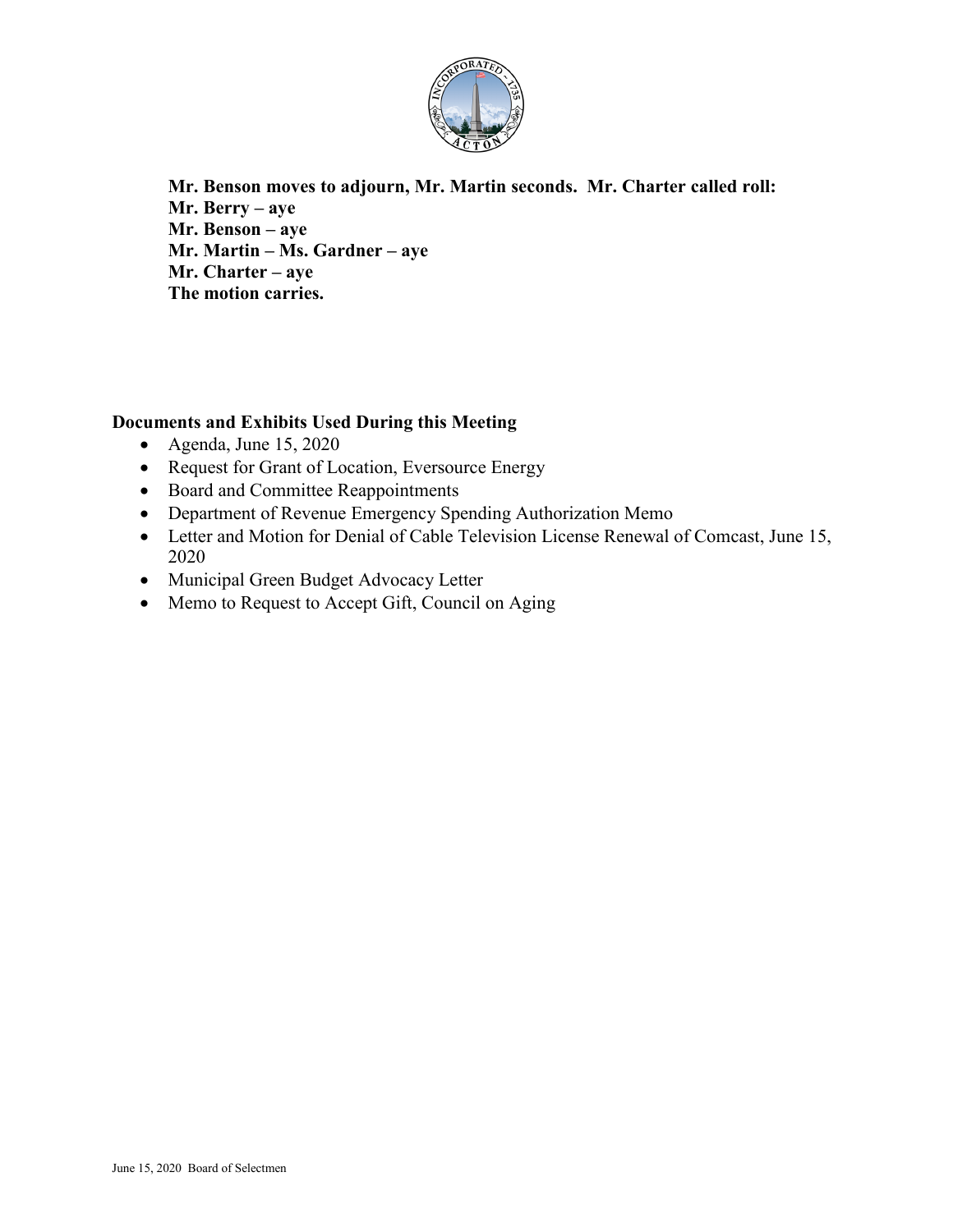**Mr. Benson moves to adjourn, Mr. Martin seconds. Mr. Charter called roll:**
**Mr. Berry – aye**
**Mr. Benson – aye**
**Mr. Martin – Ms. Gardner – aye**
**Mr. Charter – aye**
**The motion carries.**

**Documents and Exhibits Used During this Meeting**

- Agenda, June 15, 2020
- Request for Grant of Location, Eversource Energy
- Board and Committee Reappointments
- Department of Revenue Emergency Spending Authorization Memo
- Letter and Motion for Denial of Cable Television License Renewal of Comcast, June 15, 2020
- Municipal Green Budget Advocacy Letter
- Memo to Request to Accept Gift, Council on Aging